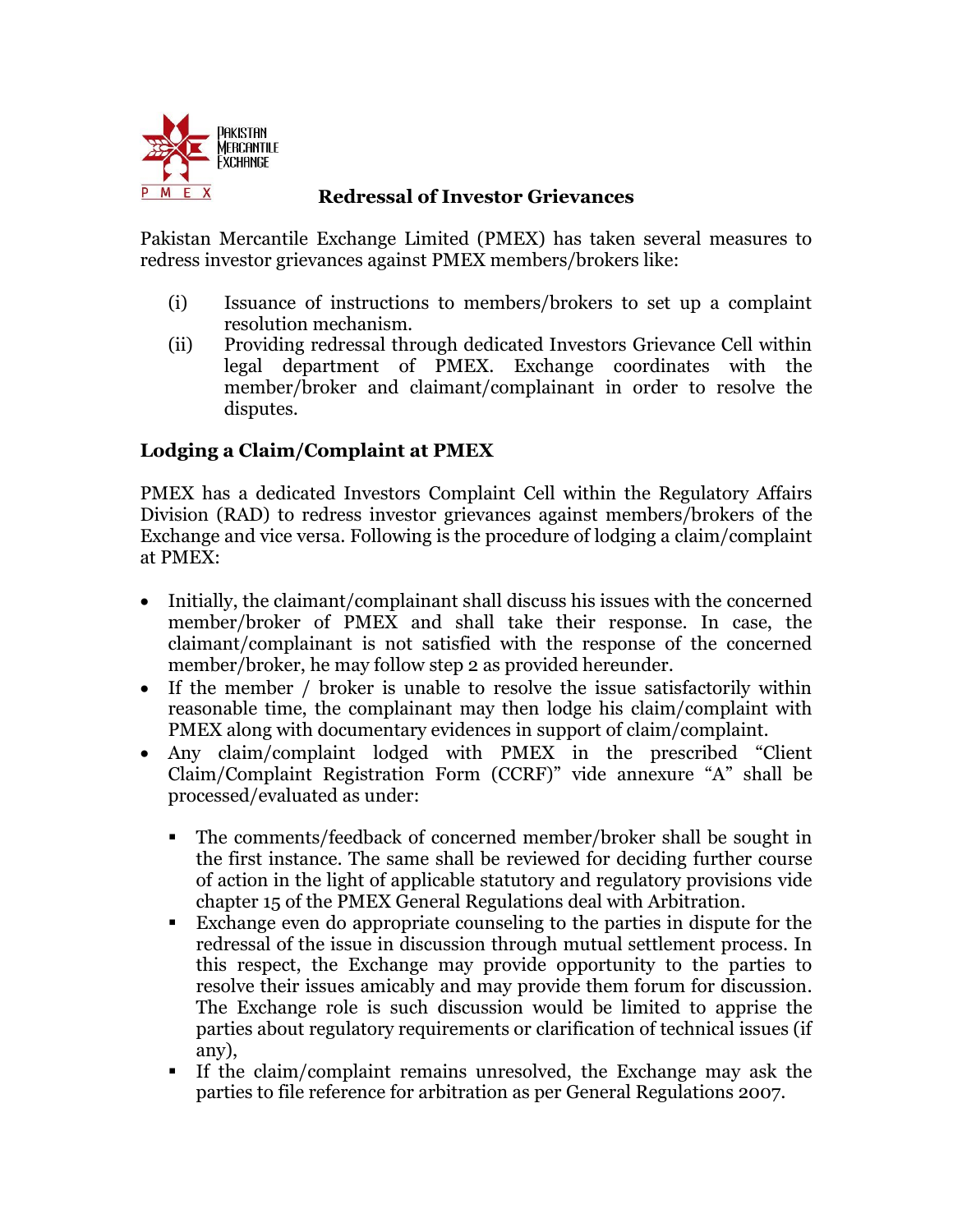# Redressal of Investor Grievances

Pakistan Mercantile Exchange Limited (PMEX) has taken several measures to redress investor grievances against PMEX members/brokers like:

(i) Issuance of instructions to members/brokers to set up a complaint resolution mechanism.

(ii) Providing redressal through dedicated Investors Grievance Cell within legal department of PMEX. Exchange coordinates with the member/broker and claimant/complainant in order to resolve the disputes.

## Lodging a Claim/Complaint at PMEX

PMEX has a dedicated Investors Complaint Cell within the Regulatory Affairs Division (RAD) to redress investor grievances against members/brokers of the Exchange and vice versa. Following is the procedure of lodging a claim/complaint at PMEX:

- Initially, the claimant/complainant shall discuss his issues with the concerned member/broker of PMEX and shall take their response. In case, the claimant/complainant is not satisfied with the response of the concerned member/broker, he may follow step 2 as provided hereunder.
- If the member / broker is unable to resolve the issue satisfactorily within reasonable time, the complainant may then lodge his claim/complaint with PMEX along with documentary evidences in support of claim/complaint.
- Any claim/complaint lodged with PMEX in the prescribed "Client Claim/Complaint Registration Form (CCRF)" vide annexure "A" shall be processed/evaluated as under:
  - The comments/feedback of concerned member/broker shall be sought in the first instance. The same shall be reviewed for deciding further course of action in the light of applicable statutory and regulatory provisions vide chapter 15 of the PMEX General Regulations deal with Arbitration.
  - Exchange even do appropriate counseling to the parties in dispute for the redressal of the issue in discussion through mutual settlement process. In this respect, the Exchange may provide opportunity to the parties to resolve their issues amicably and may provide them forum for discussion. The Exchange role is such discussion would be limited to apprise the parties about regulatory requirements or clarification of technical issues (if any),
  - If the claim/complaint remains unresolved, the Exchange may ask the parties to file reference for arbitration as per General Regulations 2007.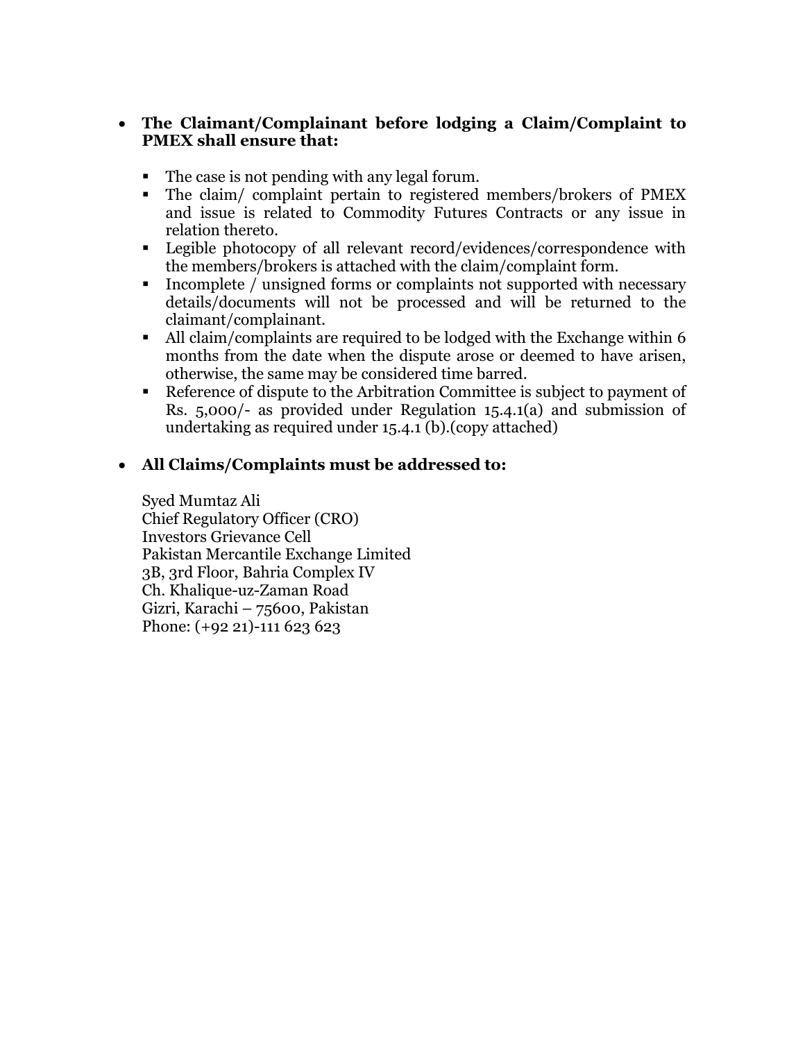- **The Claimant/Complainant before lodging a Claim/Complaint to PMEX shall ensure that:**

  - The case is not pending with any legal forum.
  - The claim/ complaint pertain to registered members/brokers of PMEX and issue is related to Commodity Futures Contracts or any issue in relation thereto.
  - Legible photocopy of all relevant record/evidences/correspondence with the members/brokers is attached with the claim/complaint form.
  - Incomplete / unsigned forms or complaints not supported with necessary details/documents will not be processed and will be returned to the claimant/complainant.
  - All claim/complaints are required to be lodged with the Exchange within 6 months from the date when the dispute arose or deemed to have arisen, otherwise, the same may be considered time barred.
  - Reference of dispute to the Arbitration Committee is subject to payment of Rs. 5,000/- as provided under Regulation 15.4.1(a) and submission of undertaking as required under 15.4.1 (b).(copy attached)

- **All Claims/Complaints must be addressed to:**

  Syed Mumtaz Ali
  Chief Regulatory Officer (CRO)
  Investors Grievance Cell
  Pakistan Mercantile Exchange Limited
  3B, 3rd Floor, Bahria Complex IV
  Ch. Khalique-uz-Zaman Road
  Gizri, Karachi – 75600, Pakistan
  Phone: (+92 21)-111 623 623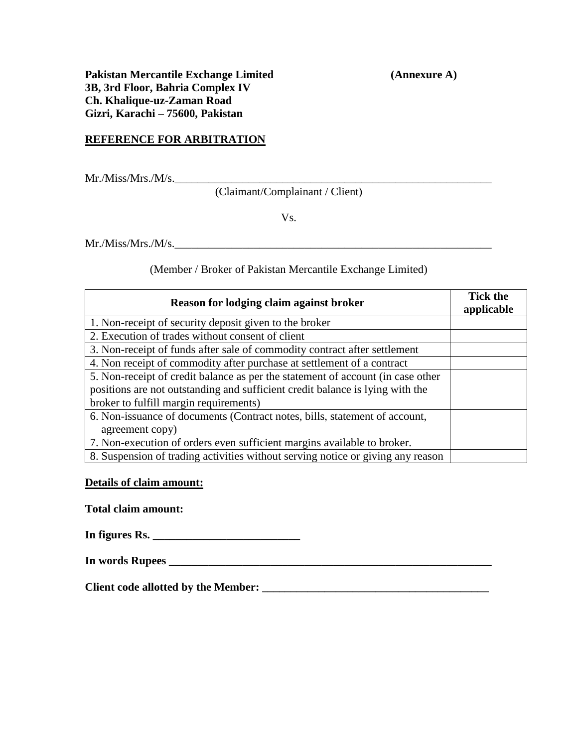**Pakistan Mercantile Exchange Limited** **(Annexure A)**
**3B, 3rd Floor, Bahria Complex IV**
**Ch. Khalique-uz-Zaman Road**
**Gizri, Karachi – 75600, Pakistan**

**REFERENCE FOR ARBITRATION**

Mr./Miss/Mrs./M/s.____________________________________________________________

(Claimant/Complainant / Client)

Vs.

Mr./Miss/Mrs./M/s.____________________________________________________________

(Member / Broker of Pakistan Mercantile Exchange Limited)

| **Reason for lodging claim against broker** | **Tick the applicable** |
|---|---|
| 1. Non-receipt of security deposit given to the broker | |
| 2. Execution of trades without consent of client | |
| 3. Non-receipt of funds after sale of commodity contract after settlement | |
| 4. Non receipt of commodity after purchase at settlement of a contract | |
| 5. Non-receipt of credit balance as per the statement of account (in case other positions are not outstanding and sufficient credit balance is lying with the broker to fulfill margin requirements) | |
| 6. Non-issuance of documents (Contract notes, bills, statement of account, agreement copy) | |
| 7. Non-execution of orders even sufficient margins available to broker. | |
| 8. Suspension of trading activities without serving notice or giving any reason | |

**Details of claim amount:**

**Total claim amount:**

**In figures Rs. __________________________**

**In words Rupees ____________________________________________________________**

**Client code allotted by the Member: _________________________________________**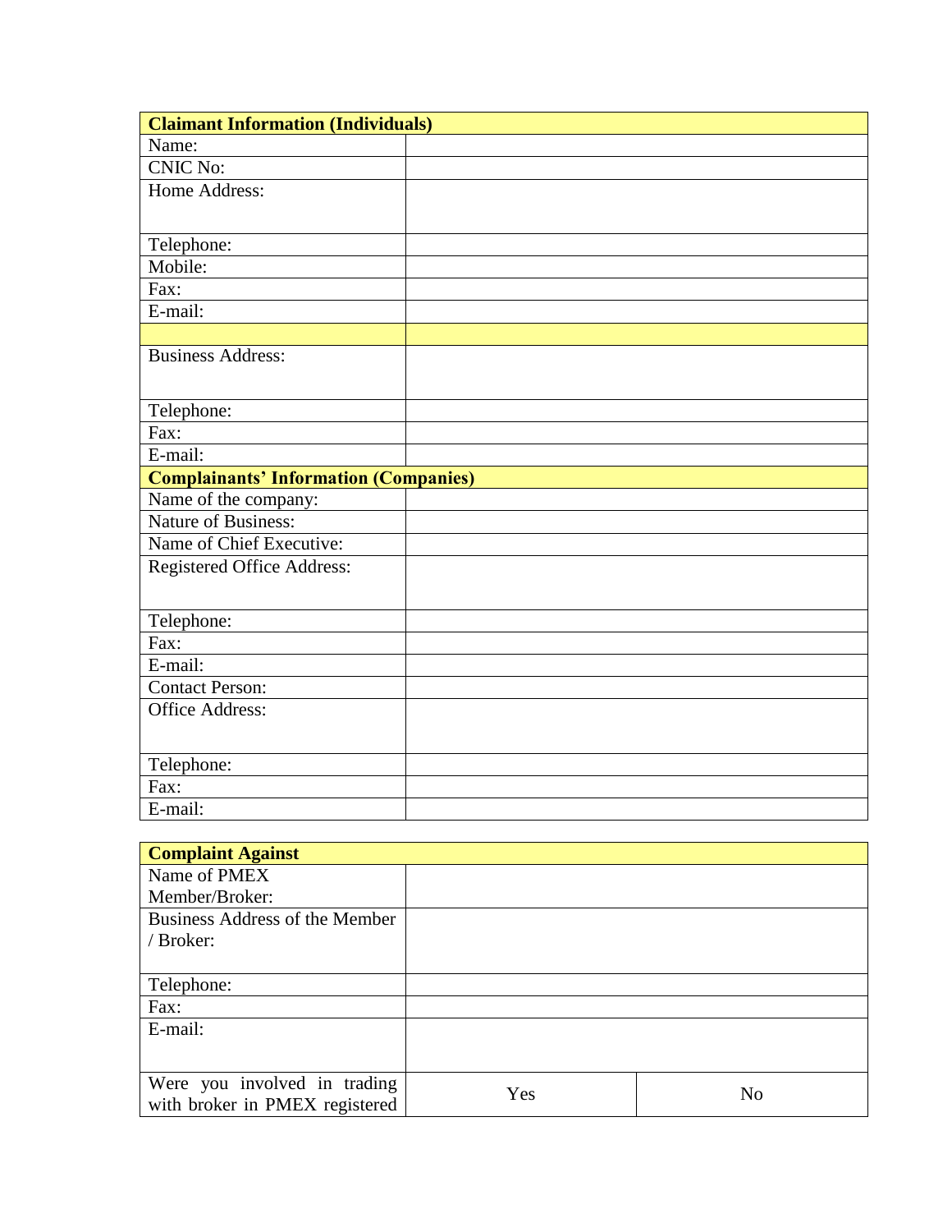| **Claimant Information (Individuals)** | |
|---|---|
| Name: | |
| CNIC No: | |
| Home Address: | |
| Telephone: | |
| Mobile: | |
| Fax: | |
| E-mail: | |
| | |
| Business Address: | |
| Telephone: | |
| Fax: | |
| E-mail: | |
| **Complainants' Information (Companies)** | |
| Name of the company: | |
| Nature of Business: | |
| Name of Chief Executive: | |
| Registered Office Address: | |
| Telephone: | |
| Fax: | |
| E-mail: | |
| Contact Person: | |
| Office Address: | |
| Telephone: | |
| Fax: | |
| E-mail: | |

| **Complaint Against** | | |
|---|---|---|
| Name of PMEX Member/Broker: | | |
| Business Address of the Member / Broker: | | |
| Telephone: | | |
| Fax: | | |
| E-mail: | | |
| Were you involved in trading with broker in PMEX registered | Yes | No |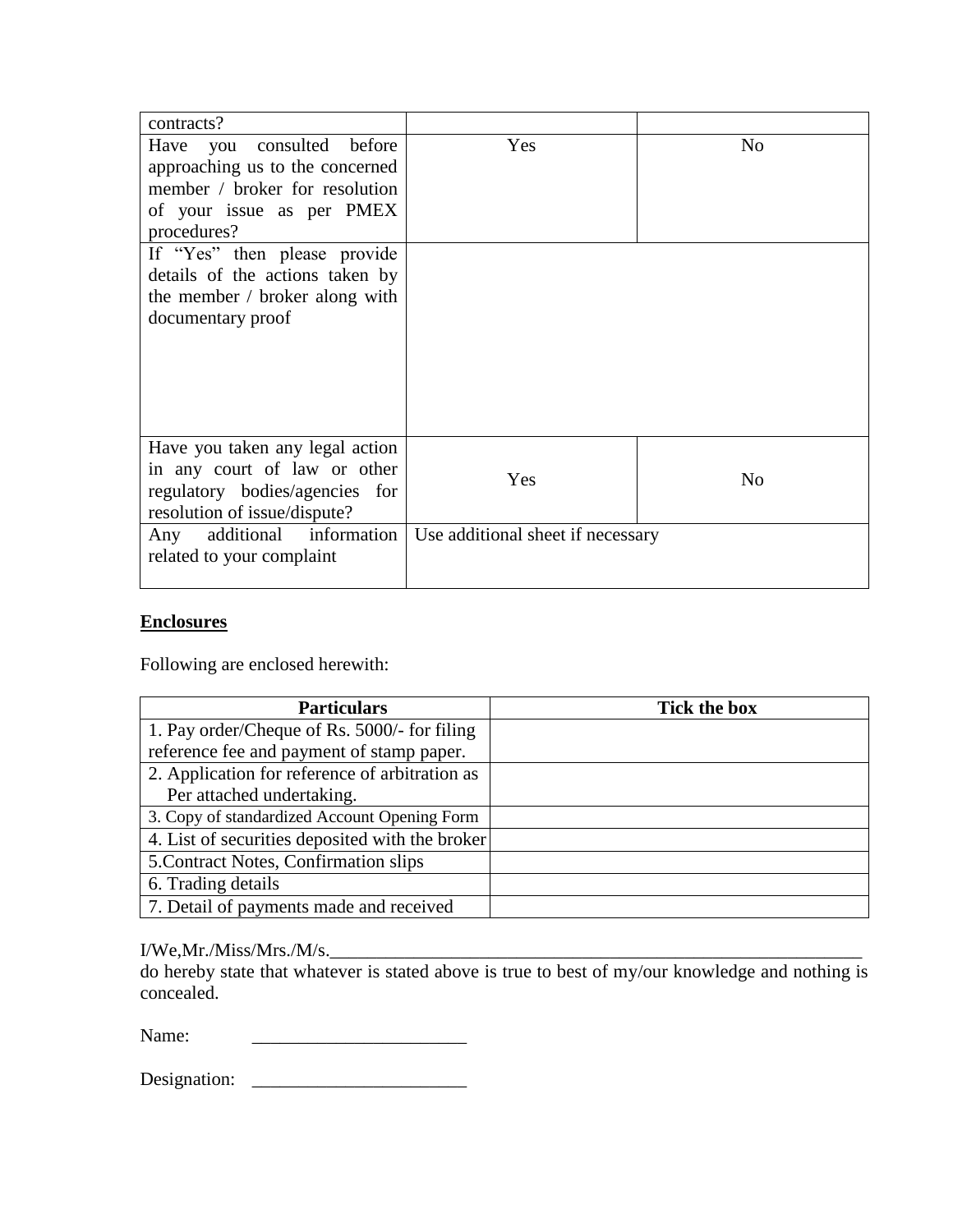| | | |
|---|---|---|
| contracts? | | |
| Have you consulted before approaching us to the concerned member / broker for resolution of your issue as per PMEX procedures? | Yes | No |
| If "Yes" then please provide details of the actions taken by the member / broker along with documentary proof | | |
| Have you taken any legal action in any court of law or other regulatory bodies/agencies for resolution of issue/dispute? | Yes | No |
| Any additional information related to your complaint | Use additional sheet if necessary | |

**Enclosures**

Following are enclosed herewith:

| Particulars | Tick the box |
|---|---|
| 1. Pay order/Cheque of Rs. 5000/- for filing reference fee and payment of stamp paper. | |
| 2. Application for reference of arbitration as Per attached undertaking. | |
| 3. Copy of standardized Account Opening Form | |
| 4. List of securities deposited with the broker | |
| 5.Contract Notes, Confirmation slips | |
| 6. Trading details | |
| 7. Detail of payments made and received | |

I/We,Mr./Miss/Mrs./M/s.____________________________________________________________
do hereby state that whatever is stated above is true to best of my/our knowledge and nothing is concealed.

Name: _______________________

Designation: _______________________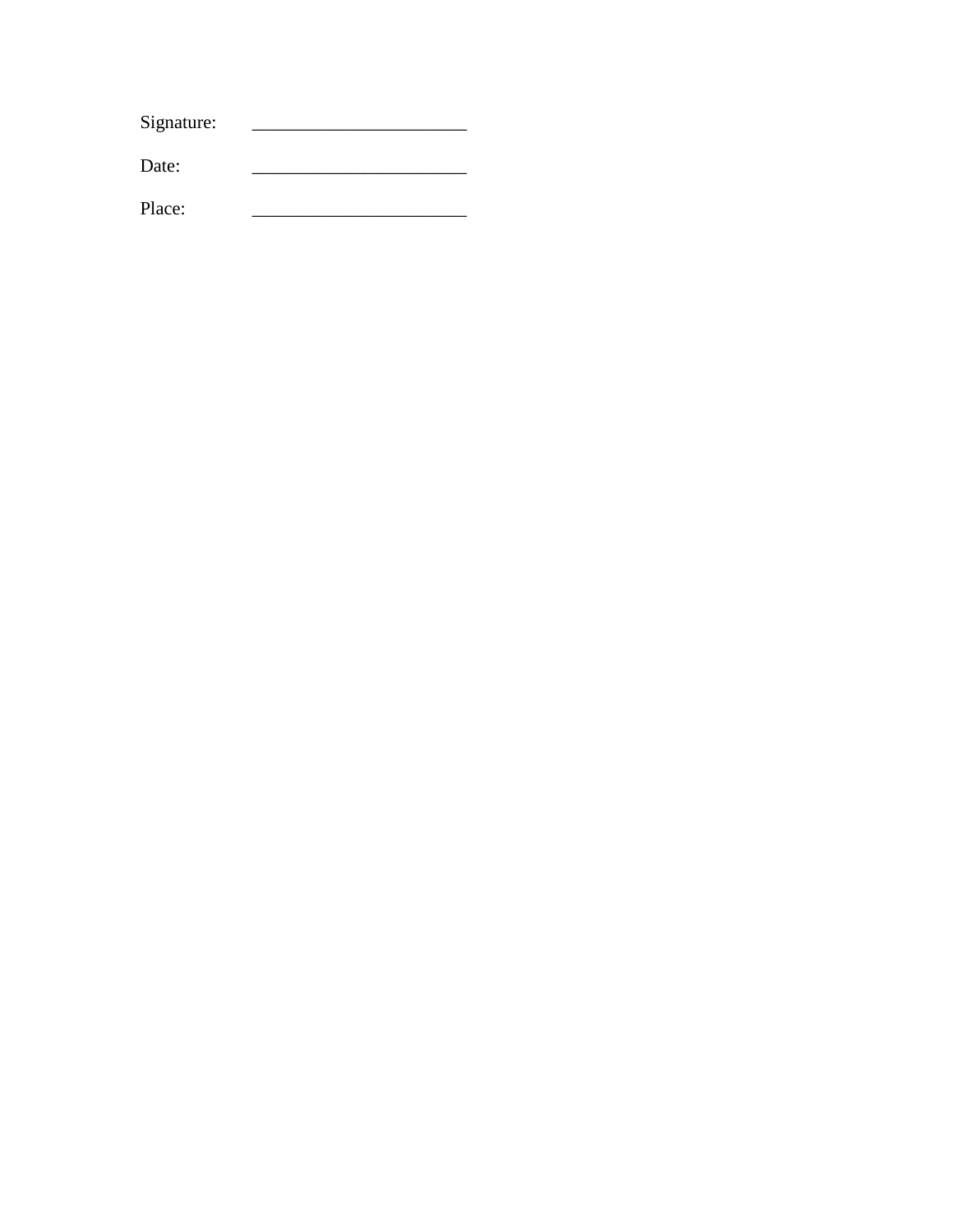Signature: _______________________

Date: _______________________

Place: _______________________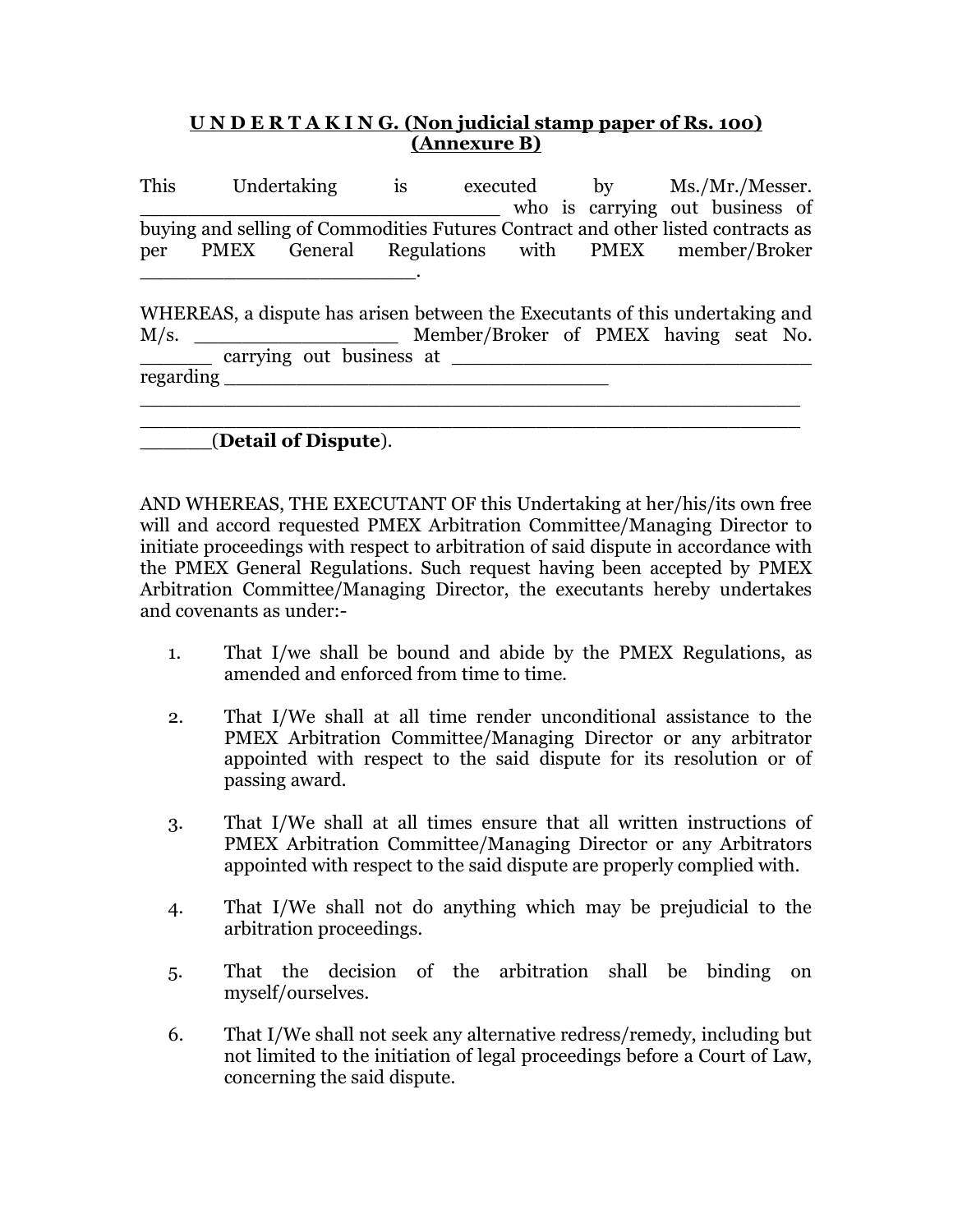**<u>U N D E R T A K I N G. (Non judicial stamp paper of Rs. 100)</u>**
**<u>(Annexure B)</u>**

This Undertaking is executed by Ms./Mr./Messer. ______________________________ who is carrying out business of buying and selling of Commodities Futures Contract and other listed contracts as per PMEX General Regulations with PMEX member/Broker _______________________.

WHEREAS, a dispute has arisen between the Executants of this undertaking and M/s. ________________ Member/Broker of PMEX having seat No. ______ carrying out business at ______________________________ regarding ________________________________
________________________________________________________
________________________________________________________
______(**Detail of Dispute**).

AND WHEREAS, THE EXECUTANT OF this Undertaking at her/his/its own free will and accord requested PMEX Arbitration Committee/Managing Director to initiate proceedings with respect to arbitration of said dispute in accordance with the PMEX General Regulations. Such request having been accepted by PMEX Arbitration Committee/Managing Director, the executants hereby undertakes and covenants as under:-

1. That I/we shall be bound and abide by the PMEX Regulations, as amended and enforced from time to time.

2. That I/We shall at all time render unconditional assistance to the PMEX Arbitration Committee/Managing Director or any arbitrator appointed with respect to the said dispute for its resolution or of passing award.

3. That I/We shall at all times ensure that all written instructions of PMEX Arbitration Committee/Managing Director or any Arbitrators appointed with respect to the said dispute are properly complied with.

4. That I/We shall not do anything which may be prejudicial to the arbitration proceedings.

5. That the decision of the arbitration shall be binding on myself/ourselves.

6. That I/We shall not seek any alternative redress/remedy, including but not limited to the initiation of legal proceedings before a Court of Law, concerning the said dispute.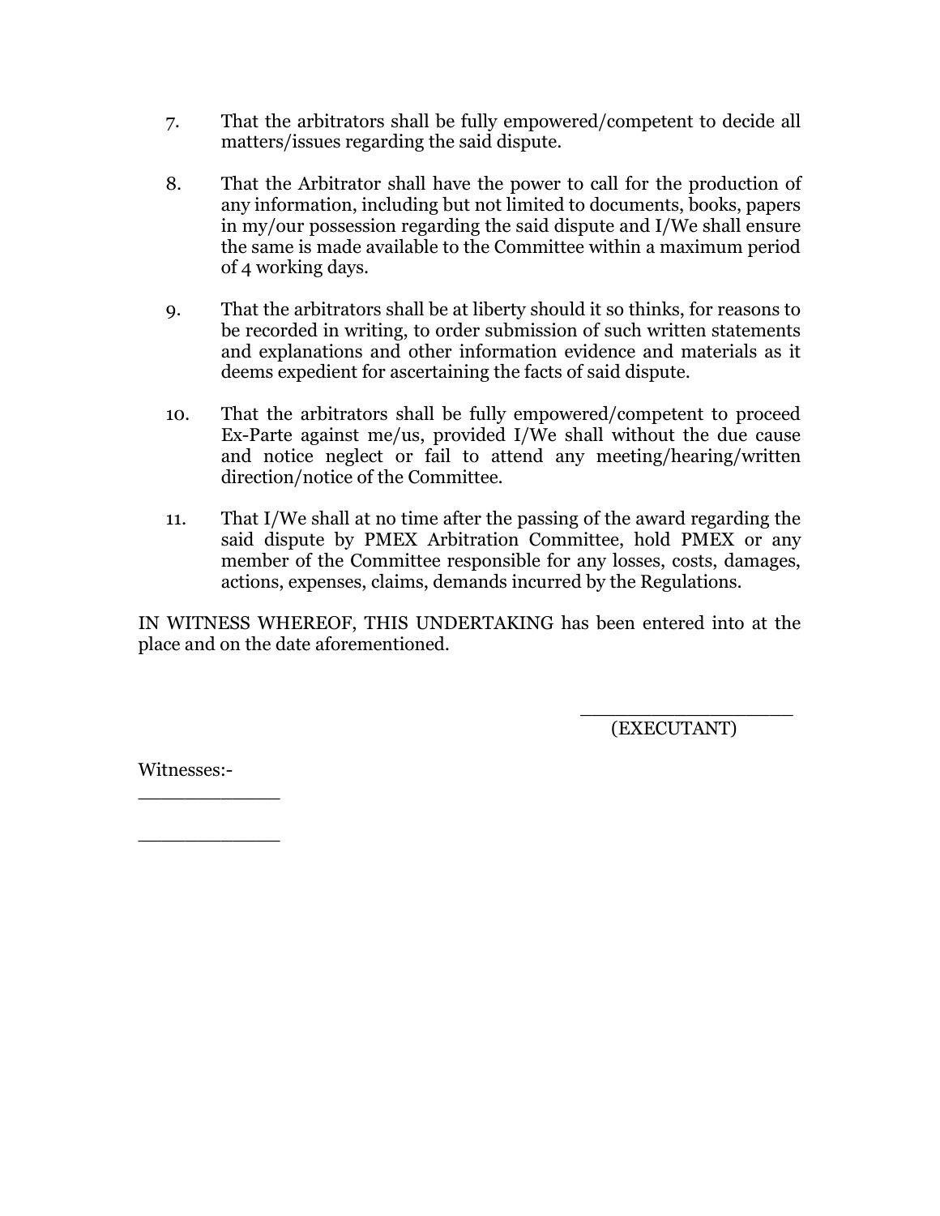7. That the arbitrators shall be fully empowered/competent to decide all matters/issues regarding the said dispute.

8. That the Arbitrator shall have the power to call for the production of any information, including but not limited to documents, books, papers in my/our possession regarding the said dispute and I/We shall ensure the same is made available to the Committee within a maximum period of 4 working days.

9. That the arbitrators shall be at liberty should it so thinks, for reasons to be recorded in writing, to order submission of such written statements and explanations and other information evidence and materials as it deems expedient for ascertaining the facts of said dispute.

10. That the arbitrators shall be fully empowered/competent to proceed Ex-Parte against me/us, provided I/We shall without the due cause and notice neglect or fail to attend any meeting/hearing/written direction/notice of the Committee.

11. That I/We shall at no time after the passing of the award regarding the said dispute by PMEX Arbitration Committee, hold PMEX or any member of the Committee responsible for any losses, costs, damages, actions, expenses, claims, demands incurred by the Regulations.

IN WITNESS WHEREOF, THIS UNDERTAKING has been entered into at the place and on the date aforementioned.

\_\_\_\_\_\_\_\_\_\_\_\_\_\_\_\_\_\_

(EXECUTANT)

Witnesses:-

\_\_\_\_\_\_\_\_\_\_\_\_

\_\_\_\_\_\_\_\_\_\_\_\_